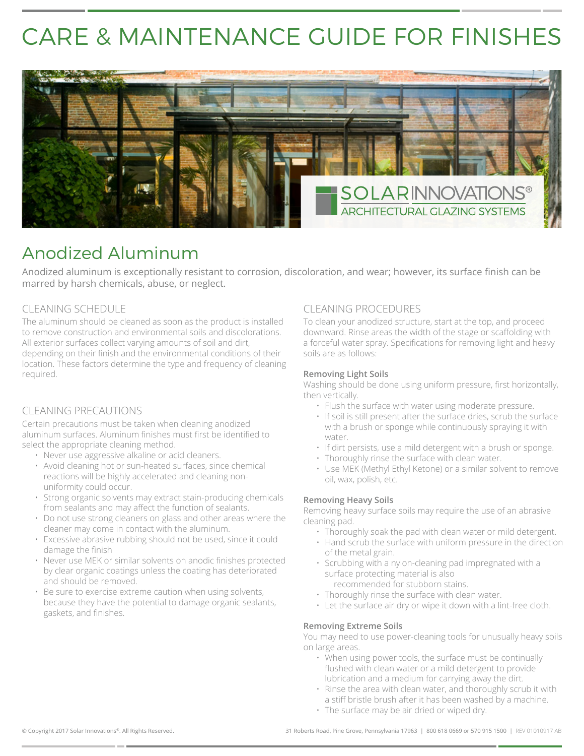# CARE & MAINTENANCE GUIDE FOR FINISHES

## Anodized Aluminum

Anodized aluminum is exceptionally resistant to corrosion, discoloration, and wear; however, its surface finish can be marred by harsh chemicals, abuse, or neglect.

### CLEANING SCHEDULE

The aluminum should be cleaned as soon as the product is installed to remove construction and environmental soils and discolorations. All exterior surfaces collect varying amounts of soil and dirt, depending on their finish and the environmental conditions of their location. These factors determine the type and frequency of cleaning required.

### CLEANING PRECAUTIONS

Certain precautions must be taken when cleaning anodized aluminum surfaces. Aluminum finishes must first be identified to select the appropriate cleaning method.

- Never use aggressive alkaline or acid cleaners.
- Avoid cleaning hot or sun-heated surfaces, since chemical reactions will be highly accelerated and cleaning non-uniformity could occur.
- Strong organic solvents may extract stain-producing chemicals from sealants and may affect the function of sealants.
- Do not use strong cleaners on glass and other areas where the cleaner may come in contact with the aluminum.
- Excessive abrasive rubbing should not be used, since it could damage the finish
- Never use MEK or similar solvents on anodic finishes protected by clear organic coatings unless the coating has deteriorated and should be removed.
- Be sure to exercise extreme caution when using solvents, because they have the potential to damage organic sealants, gaskets, and finishes.

### CLEANING PROCEDURES

To clean your anodized structure, start at the top, and proceed downward. Rinse areas the width of the stage or scaffolding with a forceful water spray. Specifications for removing light and heavy soils are as follows:

**Removing Light Soils**

Washing should be done using uniform pressure, first horizontally, then vertically.

- Flush the surface with water using moderate pressure.
- If soil is still present after the surface dries, scrub the surface with a brush or sponge while continuously spraying it with water.
- If dirt persists, use a mild detergent with a brush or sponge.
- Thoroughly rinse the surface with clean water.
- Use MEK (Methyl Ethyl Ketone) or a similar solvent to remove oil, wax, polish, etc.

**Removing Heavy Soils**

Removing heavy surface soils may require the use of an abrasive cleaning pad.

- Thoroughly soak the pad with clean water or mild detergent.
- Hand scrub the surface with uniform pressure in the direction of the metal grain.
- Scrubbing with a nylon-cleaning pad impregnated with a surface protecting material is also recommended for stubborn stains.
- Thoroughly rinse the surface with clean water.
- Let the surface air dry or wipe it down with a lint-free cloth.

**Removing Extreme Soils**

You may need to use power-cleaning tools for unusually heavy soils on large areas.

- When using power tools, the surface must be continually flushed with clean water or a mild detergent to provide lubrication and a medium for carrying away the dirt.
- Rinse the area with clean water, and thoroughly scrub it with a stiff bristle brush after it has been washed by a machine.
- The surface may be air dried or wiped dry.

© Copyright 2017 Solar Innovations®. All Rights Reserved.

31 Roberts Road, Pine Grove, Pennsylvania 17963 | 800 618 0669 or 570 915 1500 | REV 01010917 AB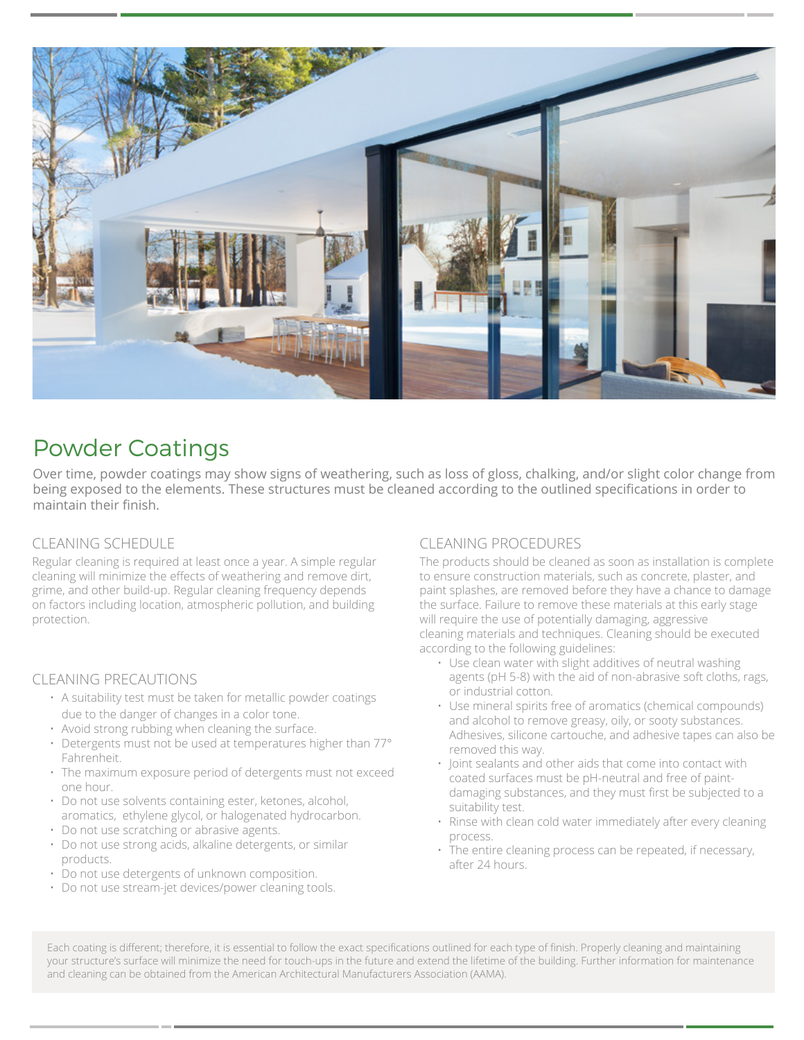# Powder Coatings

Over time, powder coatings may show signs of weathering, such as loss of gloss, chalking, and/or slight color change from being exposed to the elements. These structures must be cleaned according to the outlined specifications in order to maintain their finish.

## CLEANING SCHEDULE

Regular cleaning is required at least once a year. A simple regular cleaning will minimize the effects of weathering and remove dirt, grime, and other build-up. Regular cleaning frequency depends on factors including location, atmospheric pollution, and building protection.

## CLEANING PRECAUTIONS

- A suitability test must be taken for metallic powder coatings due to the danger of changes in a color tone.
- Avoid strong rubbing when cleaning the surface.
- Detergents must not be used at temperatures higher than 77° Fahrenheit.
- The maximum exposure period of detergents must not exceed one hour.
- Do not use solvents containing ester, ketones, alcohol, aromatics, ethylene glycol, or halogenated hydrocarbon.
- Do not use scratching or abrasive agents.
- Do not use strong acids, alkaline detergents, or similar products.
- Do not use detergents of unknown composition.
- Do not use stream-jet devices/power cleaning tools.

## CLEANING PROCEDURES

The products should be cleaned as soon as installation is complete to ensure construction materials, such as concrete, plaster, and paint splashes, are removed before they have a chance to damage the surface. Failure to remove these materials at this early stage will require the use of potentially damaging, aggressive cleaning materials and techniques. Cleaning should be executed according to the following guidelines:

- Use clean water with slight additives of neutral washing agents (pH 5-8) with the aid of non-abrasive soft cloths, rags, or industrial cotton.
- Use mineral spirits free of aromatics (chemical compounds) and alcohol to remove greasy, oily, or sooty substances. Adhesives, silicone cartouche, and adhesive tapes can also be removed this way.
- Joint sealants and other aids that come into contact with coated surfaces must be pH-neutral and free of paint-damaging substances, and they must first be subjected to a suitability test.
- Rinse with clean cold water immediately after every cleaning process.
- The entire cleaning process can be repeated, if necessary, after 24 hours.

Each coating is different; therefore, it is essential to follow the exact specifications outlined for each type of finish. Properly cleaning and maintaining your structure's surface will minimize the need for touch-ups in the future and extend the lifetime of the building. Further information for maintenance and cleaning can be obtained from the American Architectural Manufacturers Association (AAMA).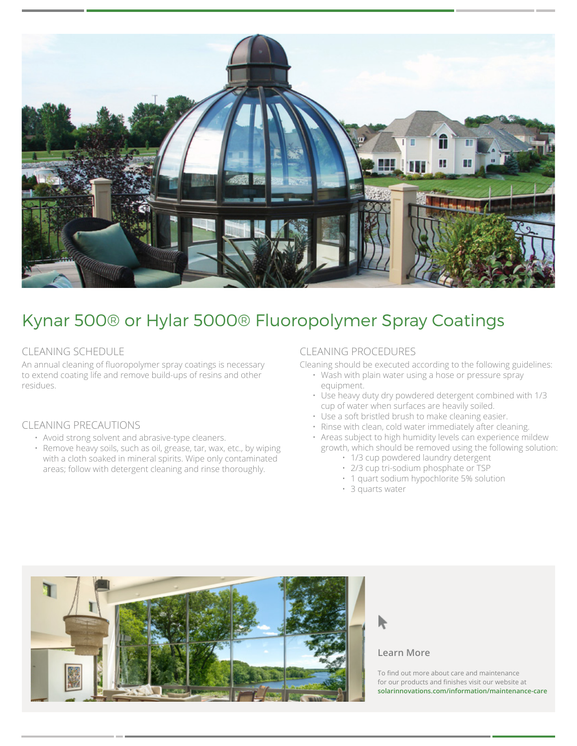# Kynar 500® or Hylar 5000® Fluoropolymer Spray Coatings

## CLEANING SCHEDULE

An annual cleaning of fluoropolymer spray coatings is necessary to extend coating life and remove build-ups of resins and other residues.

## CLEANING PRECAUTIONS

- Avoid strong solvent and abrasive-type cleaners.
- Remove heavy soils, such as oil, grease, tar, wax, etc., by wiping with a cloth soaked in mineral spirits. Wipe only contaminated areas; follow with detergent cleaning and rinse thoroughly.

## CLEANING PROCEDURES

Cleaning should be executed according to the following guidelines:

- Wash with plain water using a hose or pressure spray equipment.
- Use heavy duty dry powdered detergent combined with 1/3 cup of water when surfaces are heavily soiled.
- Use a soft bristled brush to make cleaning easier.
- Rinse with clean, cold water immediately after cleaning.
- Areas subject to high humidity levels can experience mildew growth, which should be removed using the following solution:
    - 1/3 cup powdered laundry detergent
    - 2/3 cup tri-sodium phosphate or TSP
    - 1 quart sodium hypochlorite 5% solution
    - 3 quarts water

### Learn More

To find out more about care and maintenance for our products and finishes visit our website at **solarinnovations.com/information/maintenance-care**